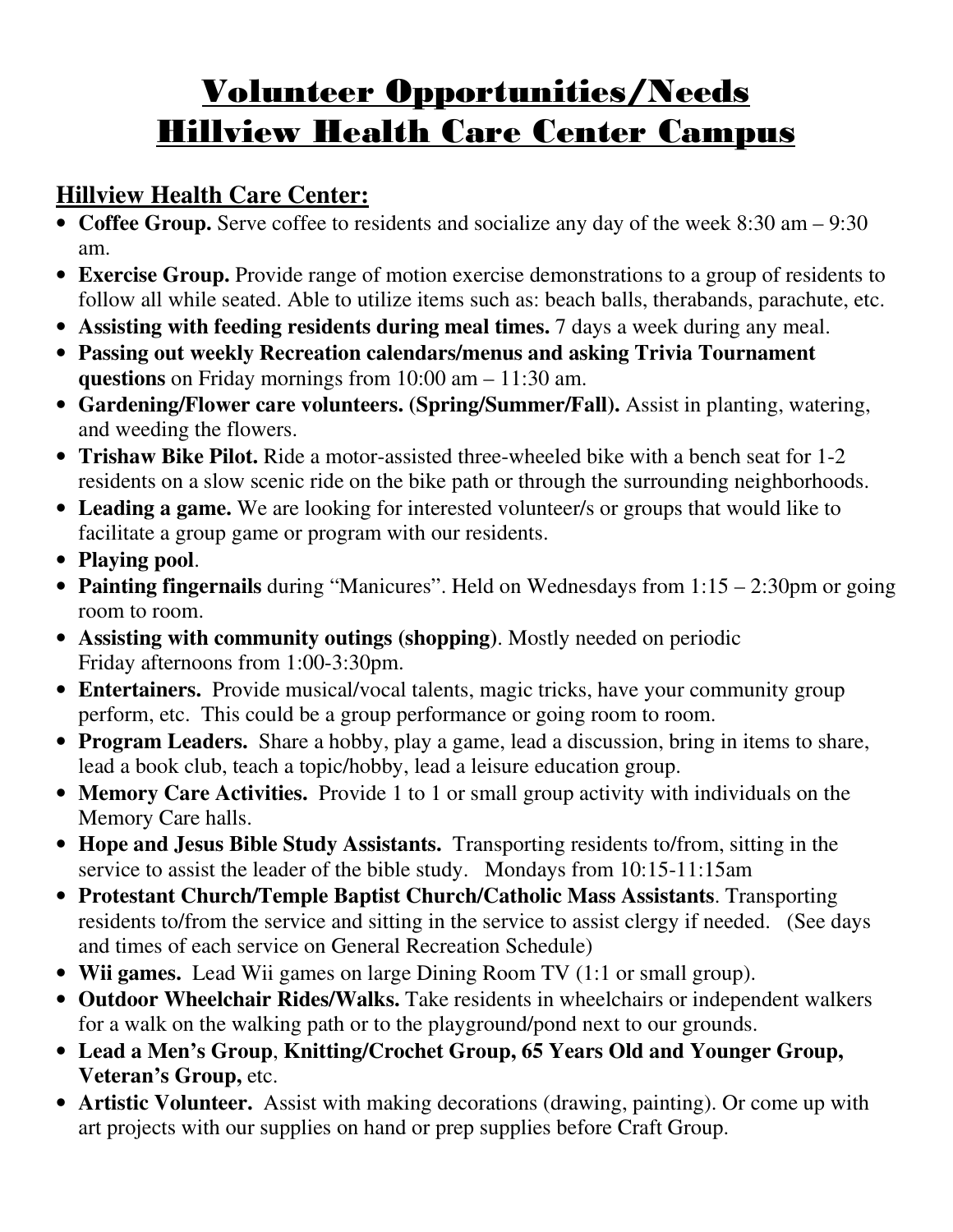# Volunteer Opportunities/Needs
# Hillview Health Care Center Campus

## Hillview Health Care Center:

- **Coffee Group.** Serve coffee to residents and socialize any day of the week 8:30 am – 9:30 am.
- **Exercise Group.** Provide range of motion exercise demonstrations to a group of residents to follow all while seated. Able to utilize items such as: beach balls, therabands, parachute, etc.
- **Assisting with feeding residents during meal times.** 7 days a week during any meal.
- **Passing out weekly Recreation calendars/menus and asking Trivia Tournament questions** on Friday mornings from 10:00 am – 11:30 am.
- **Gardening/Flower care volunteers. (Spring/Summer/Fall).** Assist in planting, watering, and weeding the flowers.
- **Trishaw Bike Pilot.** Ride a motor-assisted three-wheeled bike with a bench seat for 1-2 residents on a slow scenic ride on the bike path or through the surrounding neighborhoods.
- **Leading a game.** We are looking for interested volunteer/s or groups that would like to facilitate a group game or program with our residents.
- **Playing pool**.
- **Painting fingernails** during "Manicures". Held on Wednesdays from 1:15 – 2:30pm or going room to room.
- **Assisting with community outings (shopping)**. Mostly needed on periodic Friday afternoons from 1:00-3:30pm.
- **Entertainers.** Provide musical/vocal talents, magic tricks, have your community group perform, etc. This could be a group performance or going room to room.
- **Program Leaders.** Share a hobby, play a game, lead a discussion, bring in items to share, lead a book club, teach a topic/hobby, lead a leisure education group.
- **Memory Care Activities.** Provide 1 to 1 or small group activity with individuals on the Memory Care halls.
- **Hope and Jesus Bible Study Assistants.** Transporting residents to/from, sitting in the service to assist the leader of the bible study. Mondays from 10:15-11:15am
- **Protestant Church/Temple Baptist Church/Catholic Mass Assistants**. Transporting residents to/from the service and sitting in the service to assist clergy if needed. (See days and times of each service on General Recreation Schedule)
- **Wii games.** Lead Wii games on large Dining Room TV (1:1 or small group).
- **Outdoor Wheelchair Rides/Walks.** Take residents in wheelchairs or independent walkers for a walk on the walking path or to the playground/pond next to our grounds.
- **Lead a Men's Group**, **Knitting/Crochet Group, 65 Years Old and Younger Group, Veteran's Group,** etc.
- **Artistic Volunteer.** Assist with making decorations (drawing, painting). Or come up with art projects with our supplies on hand or prep supplies before Craft Group.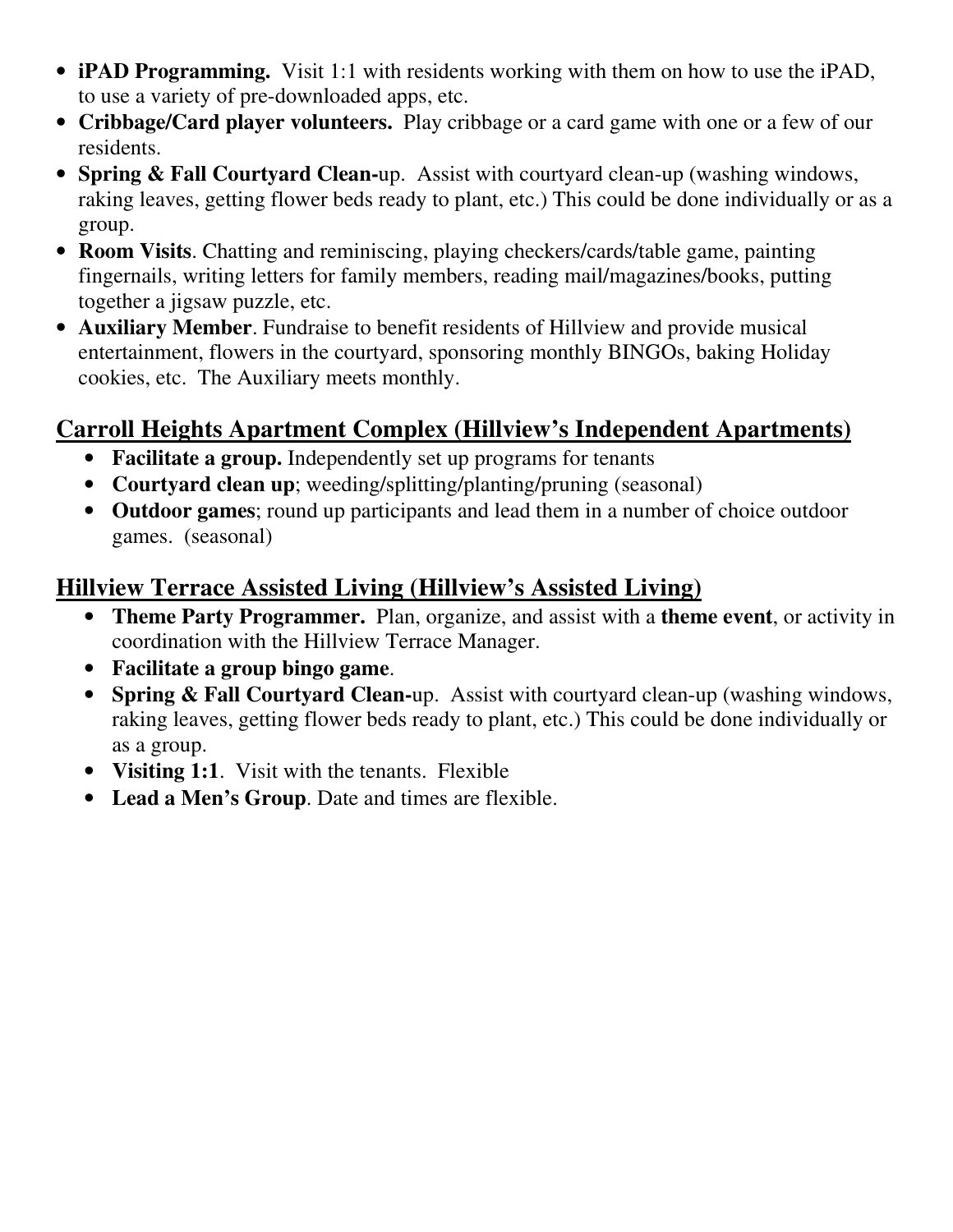- **iPAD Programming.** Visit 1:1 with residents working with them on how to use the iPAD, to use a variety of pre-downloaded apps, etc.
- **Cribbage/Card player volunteers.** Play cribbage or a card game with one or a few of our residents.
- **Spring & Fall Courtyard Clean-**up. Assist with courtyard clean-up (washing windows, raking leaves, getting flower beds ready to plant, etc.) This could be done individually or as a group.
- **Room Visits**. Chatting and reminiscing, playing checkers/cards/table game, painting fingernails, writing letters for family members, reading mail/magazines/books, putting together a jigsaw puzzle, etc.
- **Auxiliary Member**. Fundraise to benefit residents of Hillview and provide musical entertainment, flowers in the courtyard, sponsoring monthly BINGOs, baking Holiday cookies, etc. The Auxiliary meets monthly.

## Carroll Heights Apartment Complex (Hillview's Independent Apartments)

- **Facilitate a group.** Independently set up programs for tenants
- **Courtyard clean up**; weeding/splitting/planting/pruning (seasonal)
- **Outdoor games**; round up participants and lead them in a number of choice outdoor games. (seasonal)

## Hillview Terrace Assisted Living (Hillview's Assisted Living)

- **Theme Party Programmer.** Plan, organize, and assist with a **theme event**, or activity in coordination with the Hillview Terrace Manager.
- **Facilitate a group bingo game**.
- **Spring & Fall Courtyard Clean-**up. Assist with courtyard clean-up (washing windows, raking leaves, getting flower beds ready to plant, etc.) This could be done individually or as a group.
- **Visiting 1:1**. Visit with the tenants. Flexible
- **Lead a Men's Group**. Date and times are flexible.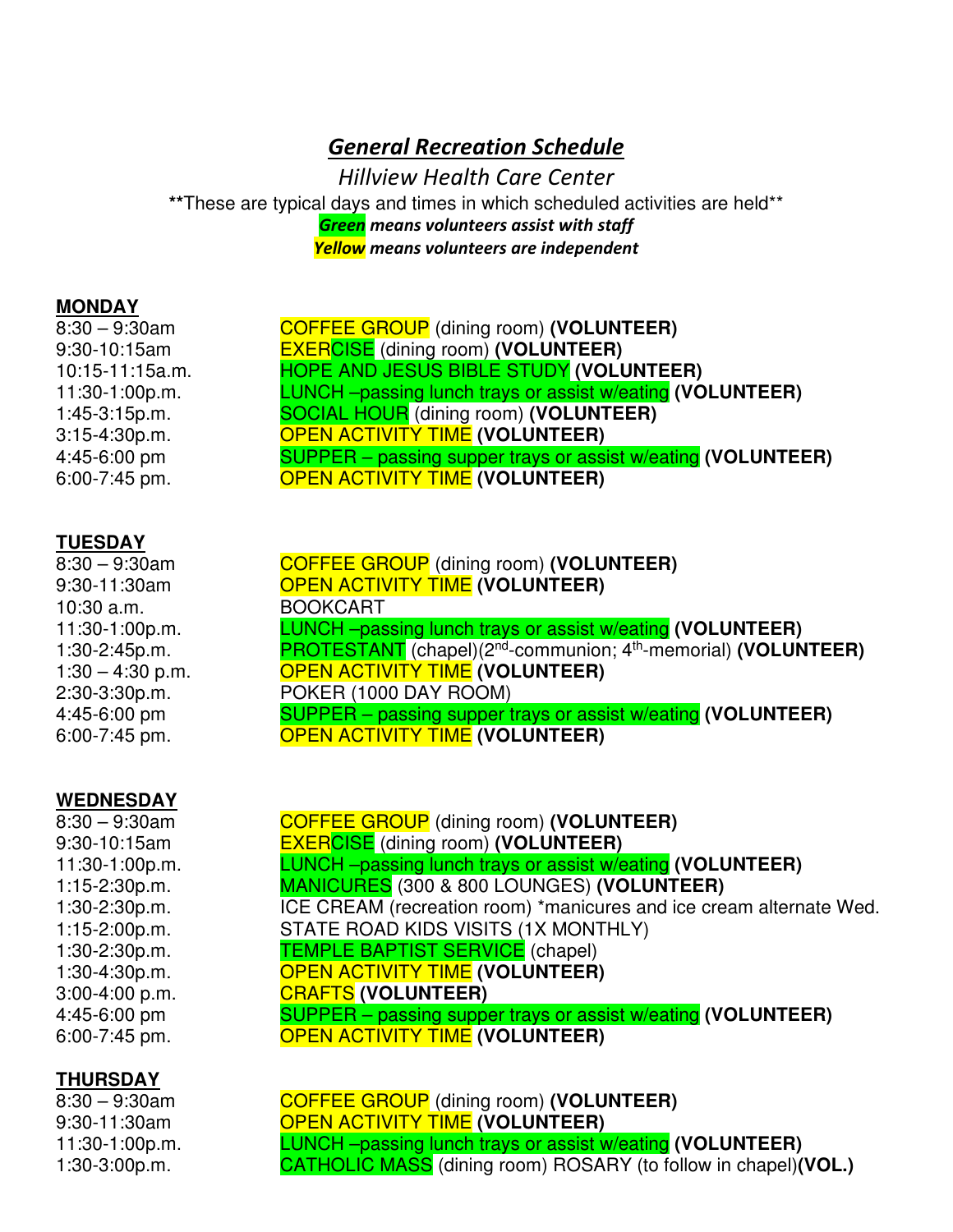## *General Recreation Schedule*

*Hillview Health Care Center*

**These are typical days and times in which scheduled activities are held**

***Green** means volunteers assist with staff*

***Yellow** means volunteers are independent*

**MONDAY**

| | |
|---|---|
| 8:30 – 9:30am | COFFEE GROUP (dining room) **(VOLUNTEER)** |
| 9:30-10:15am | EXERCISE (dining room) **(VOLUNTEER)** |
| 10:15-11:15a.m. | HOPE AND JESUS BIBLE STUDY **(VOLUNTEER)** |
| 11:30-1:00p.m. | LUNCH –passing lunch trays or assist w/eating **(VOLUNTEER)** |
| 1:45-3:15p.m. | SOCIAL HOUR (dining room) **(VOLUNTEER)** |
| 3:15-4:30p.m. | OPEN ACTIVITY TIME **(VOLUNTEER)** |
| 4:45-6:00 pm | SUPPER – passing supper trays or assist w/eating **(VOLUNTEER)** |
| 6:00-7:45 pm. | OPEN ACTIVITY TIME **(VOLUNTEER)** |

**TUESDAY**

| | |
|---|---|
| 8:30 – 9:30am | COFFEE GROUP (dining room) **(VOLUNTEER)** |
| 9:30-11:30am | OPEN ACTIVITY TIME **(VOLUNTEER)** |
| 10:30 a.m. | BOOKCART |
| 11:30-1:00p.m. | LUNCH –passing lunch trays or assist w/eating **(VOLUNTEER)** |
| 1:30-2:45p.m. | PROTESTANT (chapel)(2nd-communion; 4th-memorial) **(VOLUNTEER)** |
| 1:30 – 4:30 p.m. | OPEN ACTIVITY TIME **(VOLUNTEER)** |
| 2:30-3:30p.m. | POKER (1000 DAY ROOM) |
| 4:45-6:00 pm | SUPPER – passing supper trays or assist w/eating **(VOLUNTEER)** |
| 6:00-7:45 pm. | OPEN ACTIVITY TIME **(VOLUNTEER)** |

**WEDNESDAY**

| | |
|---|---|
| 8:30 – 9:30am | COFFEE GROUP (dining room) **(VOLUNTEER)** |
| 9:30-10:15am | EXERCISE (dining room) **(VOLUNTEER)** |
| 11:30-1:00p.m. | LUNCH –passing lunch trays or assist w/eating **(VOLUNTEER)** |
| 1:15-2:30p.m. | MANICURES (300 & 800 LOUNGES) **(VOLUNTEER)** |
| 1:30-2:30p.m. | ICE CREAM (recreation room) *manicures and ice cream alternate Wed. |
| 1:15-2:00p.m. | STATE ROAD KIDS VISITS (1X MONTHLY) |
| 1:30-2:30p.m. | TEMPLE BAPTIST SERVICE (chapel) |
| 1:30-4:30p.m. | OPEN ACTIVITY TIME **(VOLUNTEER)** |
| 3:00-4:00 p.m. | CRAFTS **(VOLUNTEER)** |
| 4:45-6:00 pm | SUPPER – passing supper trays or assist w/eating **(VOLUNTEER)** |
| 6:00-7:45 pm. | OPEN ACTIVITY TIME **(VOLUNTEER)** |

**THURSDAY**

| | |
|---|---|
| 8:30 – 9:30am | COFFEE GROUP (dining room) **(VOLUNTEER)** |
| 9:30-11:30am | OPEN ACTIVITY TIME **(VOLUNTEER)** |
| 11:30-1:00p.m. | LUNCH –passing lunch trays or assist w/eating **(VOLUNTEER)** |
| 1:30-3:00p.m. | CATHOLIC MASS (dining room) ROSARY (to follow in chapel)**(VOL.)** |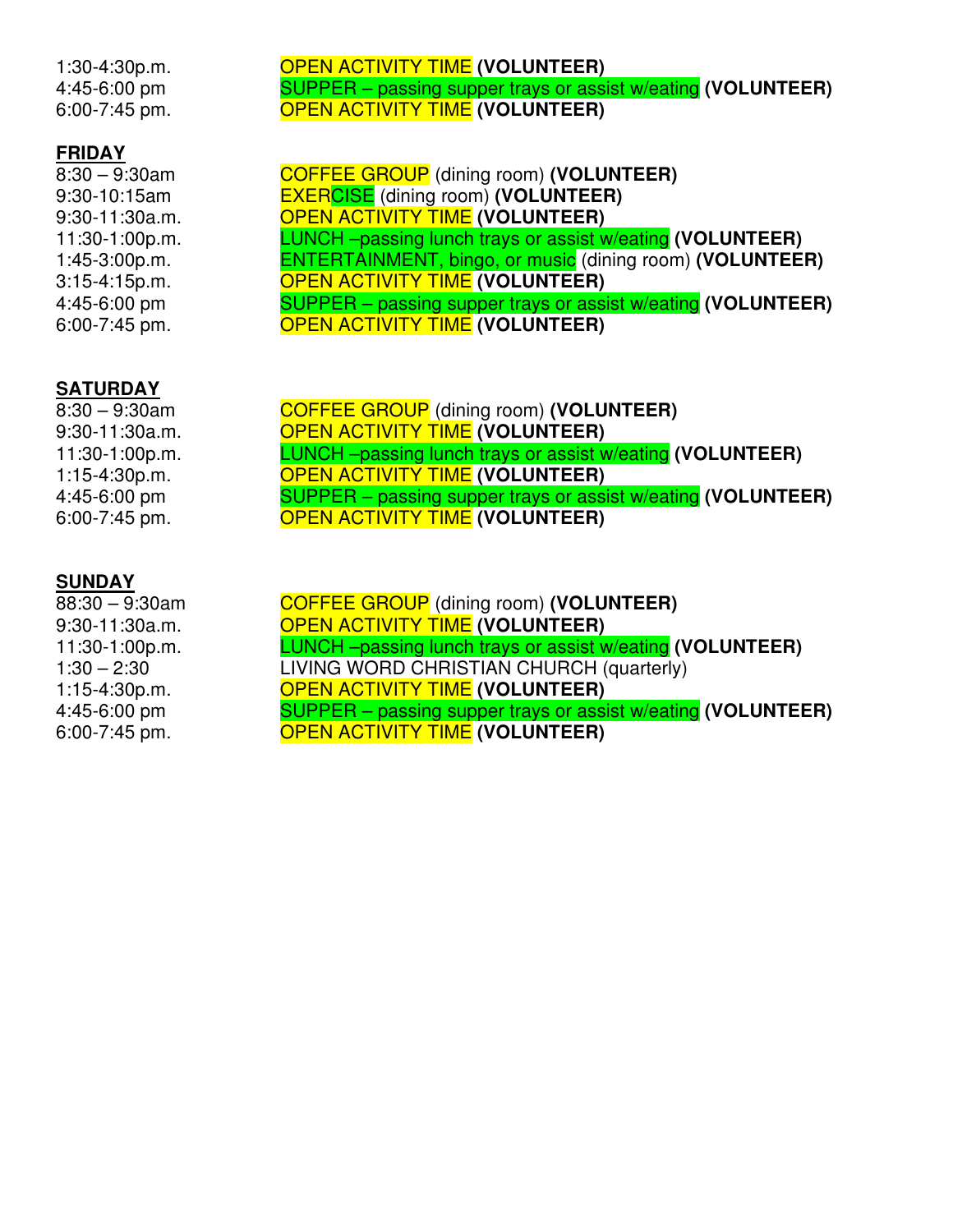1:30-4:30p.m. **OPEN ACTIVITY TIME** **(VOLUNTEER)**
4:45-6:00 pm SUPPER – passing supper trays or assist w/eating **(VOLUNTEER)**
6:00-7:45 pm. OPEN ACTIVITY TIME **(VOLUNTEER)**

**FRIDAY**

| | |
|---|---|
| 8:30 – 9:30am | COFFEE GROUP (dining room) **(VOLUNTEER)** |
| 9:30-10:15am | EXERCISE (dining room) **(VOLUNTEER)** |
| 9:30-11:30a.m. | OPEN ACTIVITY TIME **(VOLUNTEER)** |
| 11:30-1:00p.m. | LUNCH –passing lunch trays or assist w/eating **(VOLUNTEER)** |
| 1:45-3:00p.m. | ENTERTAINMENT, bingo, or music (dining room) **(VOLUNTEER)** |
| 3:15-4:15p.m. | OPEN ACTIVITY TIME **(VOLUNTEER)** |
| 4:45-6:00 pm | SUPPER – passing supper trays or assist w/eating **(VOLUNTEER)** |
| 6:00-7:45 pm. | OPEN ACTIVITY TIME **(VOLUNTEER)** |

**SATURDAY**

| | |
|---|---|
| 8:30 – 9:30am | COFFEE GROUP (dining room) **(VOLUNTEER)** |
| 9:30-11:30a.m. | OPEN ACTIVITY TIME **(VOLUNTEER)** |
| 11:30-1:00p.m. | LUNCH –passing lunch trays or assist w/eating **(VOLUNTEER)** |
| 1:15-4:30p.m. | OPEN ACTIVITY TIME **(VOLUNTEER)** |
| 4:45-6:00 pm | SUPPER – passing supper trays or assist w/eating **(VOLUNTEER)** |
| 6:00-7:45 pm. | OPEN ACTIVITY TIME **(VOLUNTEER)** |

**SUNDAY**

| | |
|---|---|
| 88:30 – 9:30am | COFFEE GROUP (dining room) **(VOLUNTEER)** |
| 9:30-11:30a.m. | OPEN ACTIVITY TIME **(VOLUNTEER)** |
| 11:30-1:00p.m. | LUNCH –passing lunch trays or assist w/eating **(VOLUNTEER)** |
| 1:30 – 2:30 | LIVING WORD CHRISTIAN CHURCH (quarterly) |
| 1:15-4:30p.m. | OPEN ACTIVITY TIME **(VOLUNTEER)** |
| 4:45-6:00 pm | SUPPER – passing supper trays or assist w/eating **(VOLUNTEER)** |
| 6:00-7:45 pm. | OPEN ACTIVITY TIME **(VOLUNTEER)** |